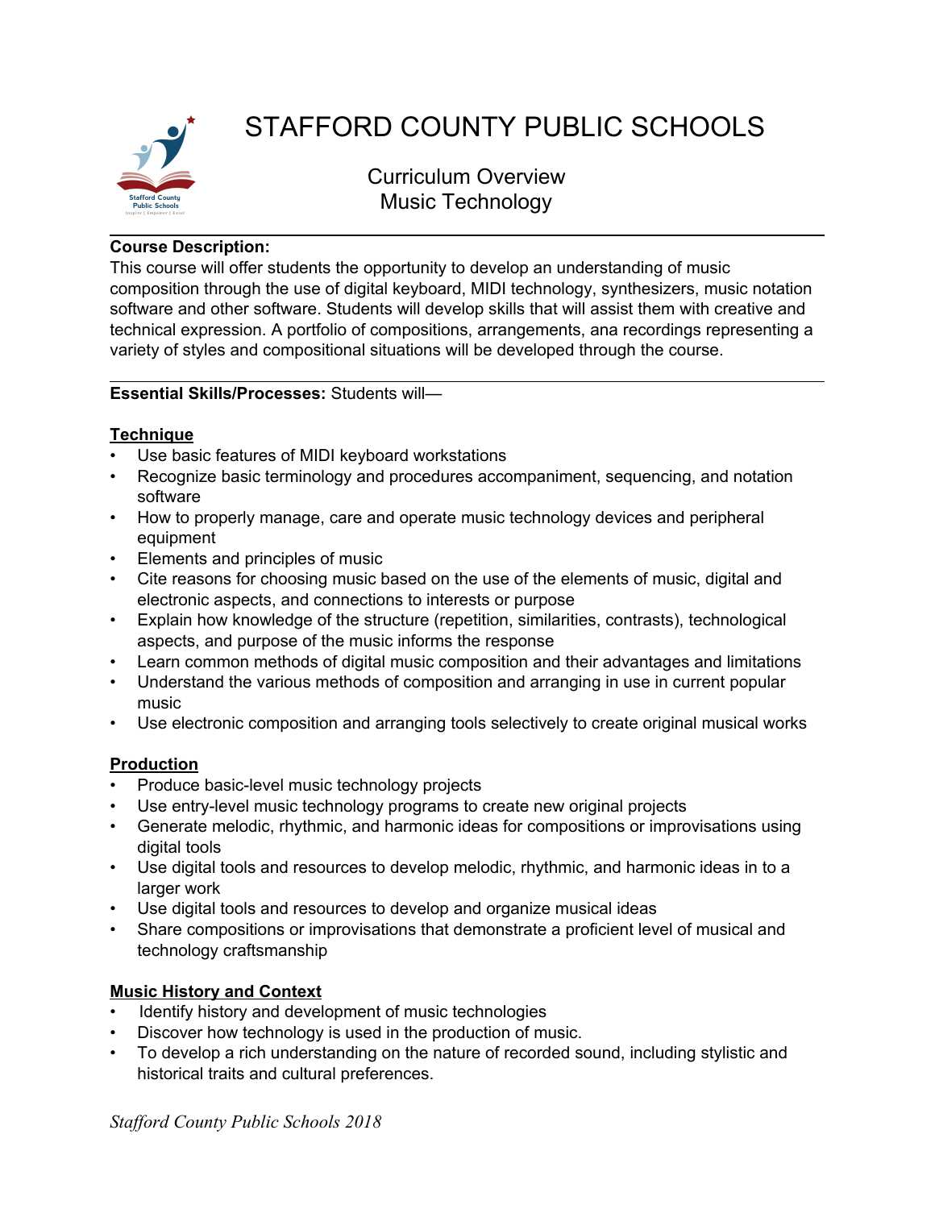# STAFFORD COUNTY PUBLIC SCHOOLS

## Curriculum Overview
## Music Technology

**Course Description:**
This course will offer students the opportunity to develop an understanding of music composition through the use of digital keyboard, MIDI technology, synthesizers, music notation software and other software. Students will develop skills that will assist them with creative and technical expression. A portfolio of compositions, arrangements, ana recordings representing a variety of styles and compositional situations will be developed through the course.

---

**Essential Skills/Processes:** Students will—

**Technique**
- Use basic features of MIDI keyboard workstations
- Recognize basic terminology and procedures accompaniment, sequencing, and notation software
- How to properly manage, care and operate music technology devices and peripheral equipment
- Elements and principles of music
- Cite reasons for choosing music based on the use of the elements of music, digital and electronic aspects, and connections to interests or purpose
- Explain how knowledge of the structure (repetition, similarities, contrasts), technological aspects, and purpose of the music informs the response
- Learn common methods of digital music composition and their advantages and limitations
- Understand the various methods of composition and arranging in use in current popular music
- Use electronic composition and arranging tools selectively to create original musical works

**Production**
- Produce basic-level music technology projects
- Use entry-level music technology programs to create new original projects
- Generate melodic, rhythmic, and harmonic ideas for compositions or improvisations using digital tools
- Use digital tools and resources to develop melodic, rhythmic, and harmonic ideas in to a larger work
- Use digital tools and resources to develop and organize musical ideas
- Share compositions or improvisations that demonstrate a proficient level of musical and technology craftsmanship

**Music History and Context**
- Identify history and development of music technologies
- Discover how technology is used in the production of music.
- To develop a rich understanding on the nature of recorded sound, including stylistic and historical traits and cultural preferences.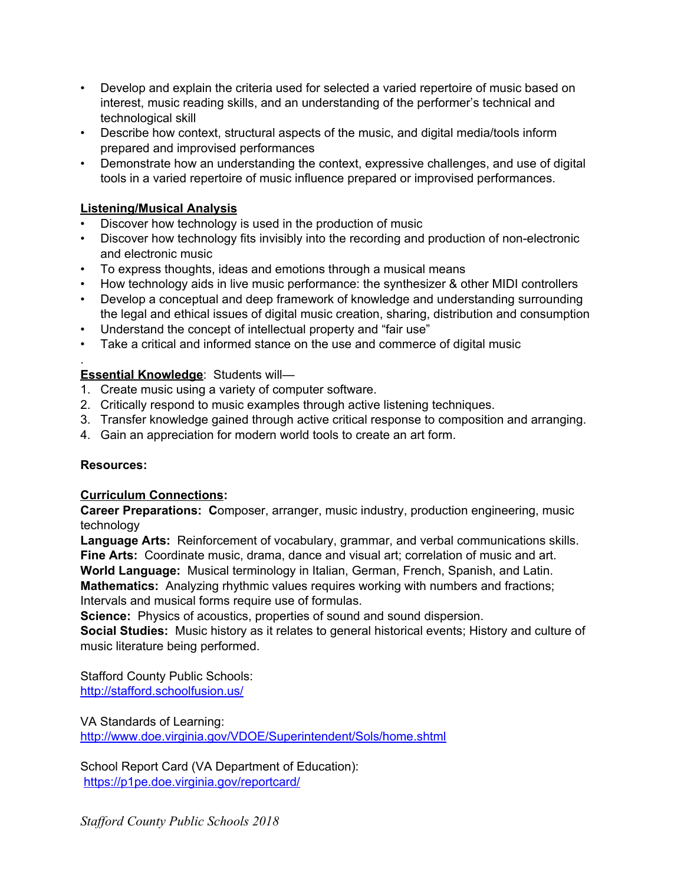- Develop and explain the criteria used for selected a varied repertoire of music based on interest, music reading skills, and an understanding of the performer's technical and technological skill
- Describe how context, structural aspects of the music, and digital media/tools inform prepared and improvised performances
- Demonstrate how an understanding the context, expressive challenges, and use of digital tools in a varied repertoire of music influence prepared or improvised performances.

**Listening/Musical Analysis**

- Discover how technology is used in the production of music
- Discover how technology fits invisibly into the recording and production of non-electronic and electronic music
- To express thoughts, ideas and emotions through a musical means
- How technology aids in live music performance: the synthesizer & other MIDI controllers
- Develop a conceptual and deep framework of knowledge and understanding surrounding the legal and ethical issues of digital music creation, sharing, distribution and consumption
- Understand the concept of intellectual property and "fair use"
- Take a critical and informed stance on the use and commerce of digital music

.

**Essential Knowledge**: Students will—

1. Create music using a variety of computer software.
2. Critically respond to music examples through active listening techniques.
3. Transfer knowledge gained through active critical response to composition and arranging.
4. Gain an appreciation for modern world tools to create an art form.

**Resources:**

**Curriculum Connections:**

**Career Preparations:** **C**omposer, arranger, music industry, production engineering, music technology

**Language Arts:** Reinforcement of vocabulary, grammar, and verbal communications skills.

**Fine Arts:** Coordinate music, drama, dance and visual art; correlation of music and art.

**World Language:** Musical terminology in Italian, German, French, Spanish, and Latin.

**Mathematics:** Analyzing rhythmic values requires working with numbers and fractions; Intervals and musical forms require use of formulas.

**Science:** Physics of acoustics, properties of sound and sound dispersion.

**Social Studies:** Music history as it relates to general historical events; History and culture of music literature being performed.

Stafford County Public Schools:
http://stafford.schoolfusion.us/

VA Standards of Learning:
http://www.doe.virginia.gov/VDOE/Superintendent/Sols/home.shtml

School Report Card (VA Department of Education):
https://p1pe.doe.virginia.gov/reportcard/

*Stafford County Public Schools 2018*